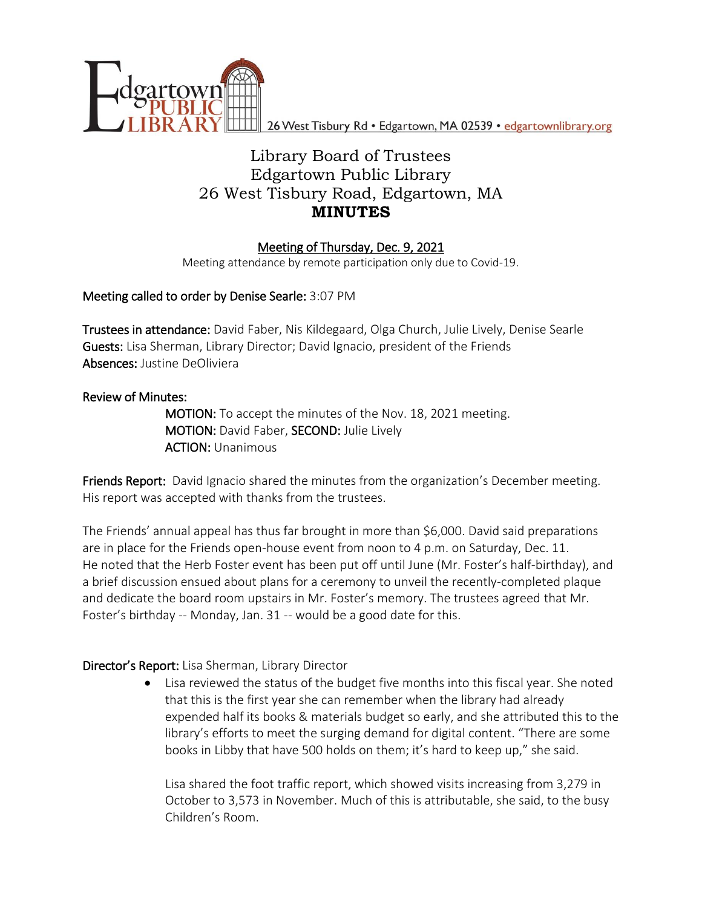Edgartown PUBLIC LIBRARY 26 West Tisbury Rd • Edgartown, MA 02539 • edgartownlibrary.org

# Library Board of Trustees
# Edgartown Public Library
# 26 West Tisbury Road, Edgartown, MA
# **MINUTES**

Meeting of Thursday, Dec. 9, 2021

Meeting attendance by remote participation only due to Covid-19.

Meeting called to order by Denise Searle: 3:07 PM

Trustees in attendance: David Faber, Nis Kildegaard, Olga Church, Julie Lively, Denise Searle
Guests: Lisa Sherman, Library Director; David Ignacio, president of the Friends
Absences: Justine DeOliviera

Review of Minutes:

MOTION: To accept the minutes of the Nov. 18, 2021 meeting.
MOTION: David Faber, SECOND: Julie Lively
ACTION: Unanimous

Friends Report: David Ignacio shared the minutes from the organization's December meeting. His report was accepted with thanks from the trustees.

The Friends' annual appeal has thus far brought in more than $6,000. David said preparations are in place for the Friends open-house event from noon to 4 p.m. on Saturday, Dec. 11. He noted that the Herb Foster event has been put off until June (Mr. Foster's half-birthday), and a brief discussion ensued about plans for a ceremony to unveil the recently-completed plaque and dedicate the board room upstairs in Mr. Foster's memory. The trustees agreed that Mr. Foster's birthday -- Monday, Jan. 31 -- would be a good date for this.

Director's Report: Lisa Sherman, Library Director

- Lisa reviewed the status of the budget five months into this fiscal year. She noted that this is the first year she can remember when the library had already expended half its books & materials budget so early, and she attributed this to the library's efforts to meet the surging demand for digital content. "There are some books in Libby that have 500 holds on them; it's hard to keep up," she said.

  Lisa shared the foot traffic report, which showed visits increasing from 3,279 in October to 3,573 in November. Much of this is attributable, she said, to the busy Children's Room.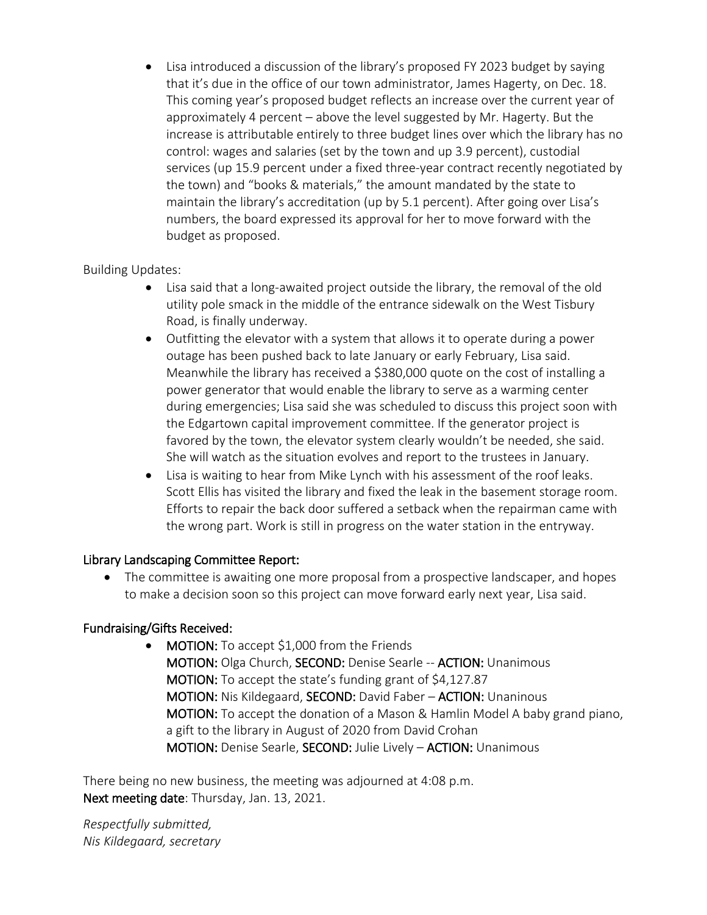- Lisa introduced a discussion of the library's proposed FY 2023 budget by saying that it's due in the office of our town administrator, James Hagerty, on Dec. 18. This coming year's proposed budget reflects an increase over the current year of approximately 4 percent – above the level suggested by Mr. Hagerty. But the increase is attributable entirely to three budget lines over which the library has no control: wages and salaries (set by the town and up 3.9 percent), custodial services (up 15.9 percent under a fixed three-year contract recently negotiated by the town) and "books & materials," the amount mandated by the state to maintain the library's accreditation (up by 5.1 percent). After going over Lisa's numbers, the board expressed its approval for her to move forward with the budget as proposed.

Building Updates:

- Lisa said that a long-awaited project outside the library, the removal of the old utility pole smack in the middle of the entrance sidewalk on the West Tisbury Road, is finally underway.
- Outfitting the elevator with a system that allows it to operate during a power outage has been pushed back to late January or early February, Lisa said. Meanwhile the library has received a $380,000 quote on the cost of installing a power generator that would enable the library to serve as a warming center during emergencies; Lisa said she was scheduled to discuss this project soon with the Edgartown capital improvement committee. If the generator project is favored by the town, the elevator system clearly wouldn't be needed, she said. She will watch as the situation evolves and report to the trustees in January.
- Lisa is waiting to hear from Mike Lynch with his assessment of the roof leaks. Scott Ellis has visited the library and fixed the leak in the basement storage room. Efforts to repair the back door suffered a setback when the repairman came with the wrong part. Work is still in progress on the water station in the entryway.

Library Landscaping Committee Report:

- The committee is awaiting one more proposal from a prospective landscaper, and hopes to make a decision soon so this project can move forward early next year, Lisa said.

Fundraising/Gifts Received:

- **MOTION:** To accept $1,000 from the Friends
  **MOTION:** Olga Church, **SECOND:** Denise Searle -- **ACTION:** Unanimous
  **MOTION:** To accept the state's funding grant of $4,127.87
  **MOTION:** Nis Kildegaard, **SECOND:** David Faber – **ACTION:** Unaninous
  **MOTION:** To accept the donation of a Mason & Hamlin Model A baby grand piano, a gift to the library in August of 2020 from David Crohan
  **MOTION:** Denise Searle, **SECOND:** Julie Lively – **ACTION:** Unanimous

There being no new business, the meeting was adjourned at 4:08 p.m.
**Next meeting date**: Thursday, Jan. 13, 2021.

*Respectfully submitted,*
*Nis Kildegaard, secretary*